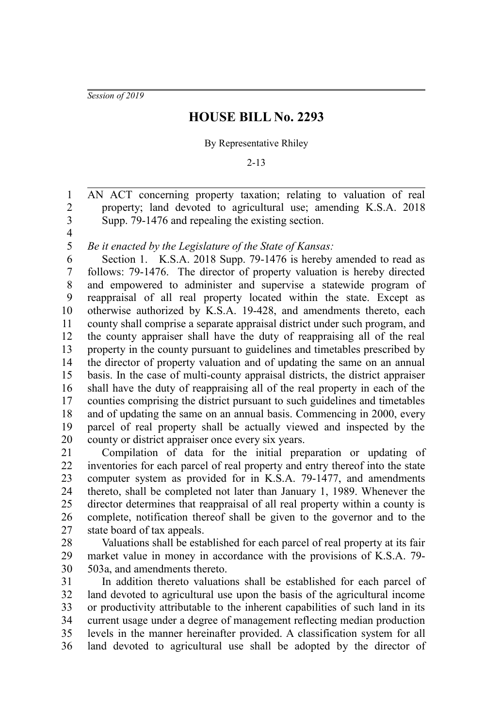*Session of 2019*

# HOUSE BILL No. 2293

By Representative Rhiley

2-13

AN ACT concerning property taxation; relating to valuation of real property; land devoted to agricultural use; amending K.S.A. 2018 Supp. 79-1476 and repealing the existing section.

*Be it enacted by the Legislature of the State of Kansas:*

Section 1. K.S.A. 2018 Supp. 79-1476 is hereby amended to read as follows: 79-1476. The director of property valuation is hereby directed and empowered to administer and supervise a statewide program of reappraisal of all real property located within the state. Except as otherwise authorized by K.S.A. 19-428, and amendments thereto, each county shall comprise a separate appraisal district under such program, and the county appraiser shall have the duty of reappraising all of the real property in the county pursuant to guidelines and timetables prescribed by the director of property valuation and of updating the same on an annual basis. In the case of multi-county appraisal districts, the district appraiser shall have the duty of reappraising all of the real property in each of the counties comprising the district pursuant to such guidelines and timetables and of updating the same on an annual basis. Commencing in 2000, every parcel of real property shall be actually viewed and inspected by the county or district appraiser once every six years.

Compilation of data for the initial preparation or updating of inventories for each parcel of real property and entry thereof into the state computer system as provided for in K.S.A. 79-1477, and amendments thereto, shall be completed not later than January 1, 1989. Whenever the director determines that reappraisal of all real property within a county is complete, notification thereof shall be given to the governor and to the state board of tax appeals.

Valuations shall be established for each parcel of real property at its fair market value in money in accordance with the provisions of K.S.A. 79-503a, and amendments thereto.

In addition thereto valuations shall be established for each parcel of land devoted to agricultural use upon the basis of the agricultural income or productivity attributable to the inherent capabilities of such land in its current usage under a degree of management reflecting median production levels in the manner hereinafter provided. A classification system for all land devoted to agricultural use shall be adopted by the director of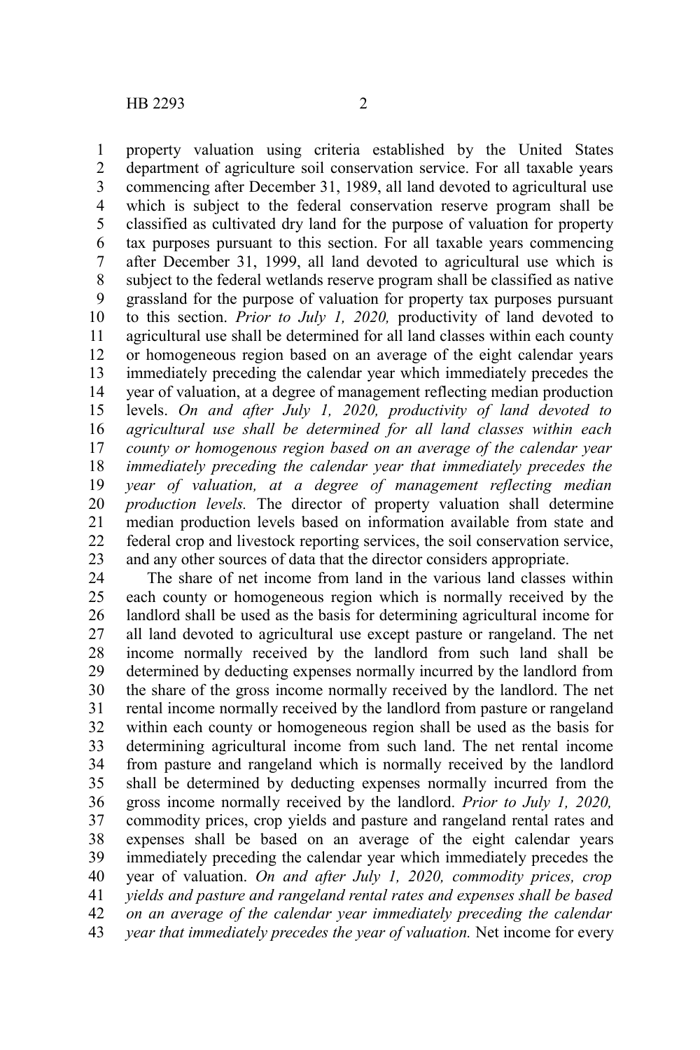property valuation using criteria established by the United States department of agriculture soil conservation service. For all taxable years commencing after December 31, 1989, all land devoted to agricultural use which is subject to the federal conservation reserve program shall be classified as cultivated dry land for the purpose of valuation for property tax purposes pursuant to this section. For all taxable years commencing after December 31, 1999, all land devoted to agricultural use which is subject to the federal wetlands reserve program shall be classified as native grassland for the purpose of valuation for property tax purposes pursuant to this section. *Prior to July 1, 2020,* productivity of land devoted to agricultural use shall be determined for all land classes within each county or homogeneous region based on an average of the eight calendar years immediately preceding the calendar year which immediately precedes the year of valuation, at a degree of management reflecting median production levels. *On and after July 1, 2020, productivity of land devoted to agricultural use shall be determined for all land classes within each county or homogenous region based on an average of the calendar year immediately preceding the calendar year that immediately precedes the year of valuation, at a degree of management reflecting median production levels.* The director of property valuation shall determine median production levels based on information available from state and federal crop and livestock reporting services, the soil conservation service, and any other sources of data that the director considers appropriate.

The share of net income from land in the various land classes within each county or homogeneous region which is normally received by the landlord shall be used as the basis for determining agricultural income for all land devoted to agricultural use except pasture or rangeland. The net income normally received by the landlord from such land shall be determined by deducting expenses normally incurred by the landlord from the share of the gross income normally received by the landlord. The net rental income normally received by the landlord from pasture or rangeland within each county or homogeneous region shall be used as the basis for determining agricultural income from such land. The net rental income from pasture and rangeland which is normally received by the landlord shall be determined by deducting expenses normally incurred from the gross income normally received by the landlord. *Prior to July 1, 2020,* commodity prices, crop yields and pasture and rangeland rental rates and expenses shall be based on an average of the eight calendar years immediately preceding the calendar year which immediately precedes the year of valuation. *On and after July 1, 2020, commodity prices, crop yields and pasture and rangeland rental rates and expenses shall be based on an average of the calendar year immediately preceding the calendar year that immediately precedes the year of valuation.* Net income for every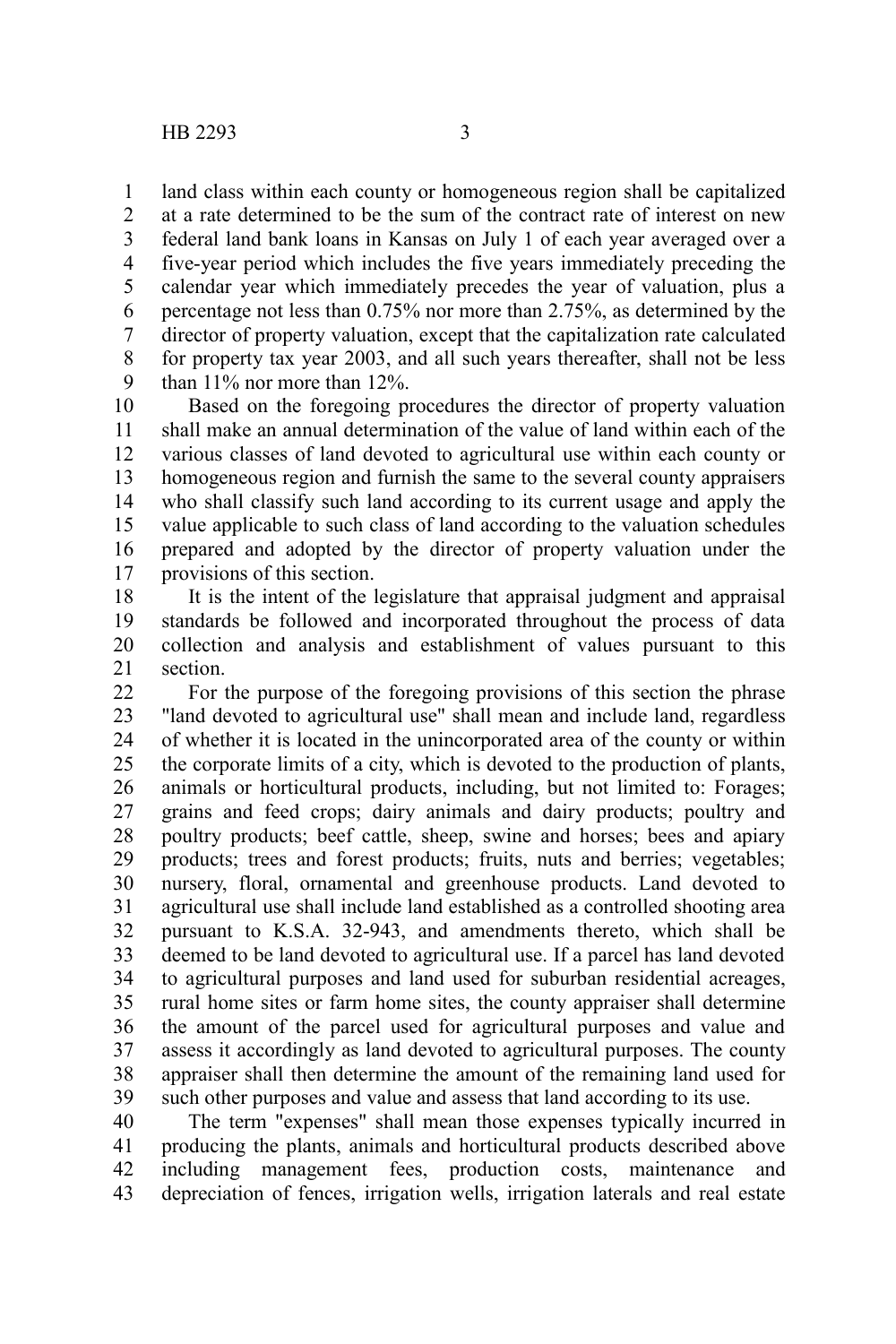land class within each county or homogeneous region shall be capitalized at a rate determined to be the sum of the contract rate of interest on new federal land bank loans in Kansas on July 1 of each year averaged over a five-year period which includes the five years immediately preceding the calendar year which immediately precedes the year of valuation, plus a percentage not less than 0.75% nor more than 2.75%, as determined by the director of property valuation, except that the capitalization rate calculated for property tax year 2003, and all such years thereafter, shall not be less than 11% nor more than 12%.

Based on the foregoing procedures the director of property valuation shall make an annual determination of the value of land within each of the various classes of land devoted to agricultural use within each county or homogeneous region and furnish the same to the several county appraisers who shall classify such land according to its current usage and apply the value applicable to such class of land according to the valuation schedules prepared and adopted by the director of property valuation under the provisions of this section.

It is the intent of the legislature that appraisal judgment and appraisal standards be followed and incorporated throughout the process of data collection and analysis and establishment of values pursuant to this section.

For the purpose of the foregoing provisions of this section the phrase "land devoted to agricultural use" shall mean and include land, regardless of whether it is located in the unincorporated area of the county or within the corporate limits of a city, which is devoted to the production of plants, animals or horticultural products, including, but not limited to: Forages; grains and feed crops; dairy animals and dairy products; poultry and poultry products; beef cattle, sheep, swine and horses; bees and apiary products; trees and forest products; fruits, nuts and berries; vegetables; nursery, floral, ornamental and greenhouse products. Land devoted to agricultural use shall include land established as a controlled shooting area pursuant to K.S.A. 32-943, and amendments thereto, which shall be deemed to be land devoted to agricultural use. If a parcel has land devoted to agricultural purposes and land used for suburban residential acreages, rural home sites or farm home sites, the county appraiser shall determine the amount of the parcel used for agricultural purposes and value and assess it accordingly as land devoted to agricultural purposes. The county appraiser shall then determine the amount of the remaining land used for such other purposes and value and assess that land according to its use.

The term "expenses" shall mean those expenses typically incurred in producing the plants, animals and horticultural products described above including management fees, production costs, maintenance and depreciation of fences, irrigation wells, irrigation laterals and real estate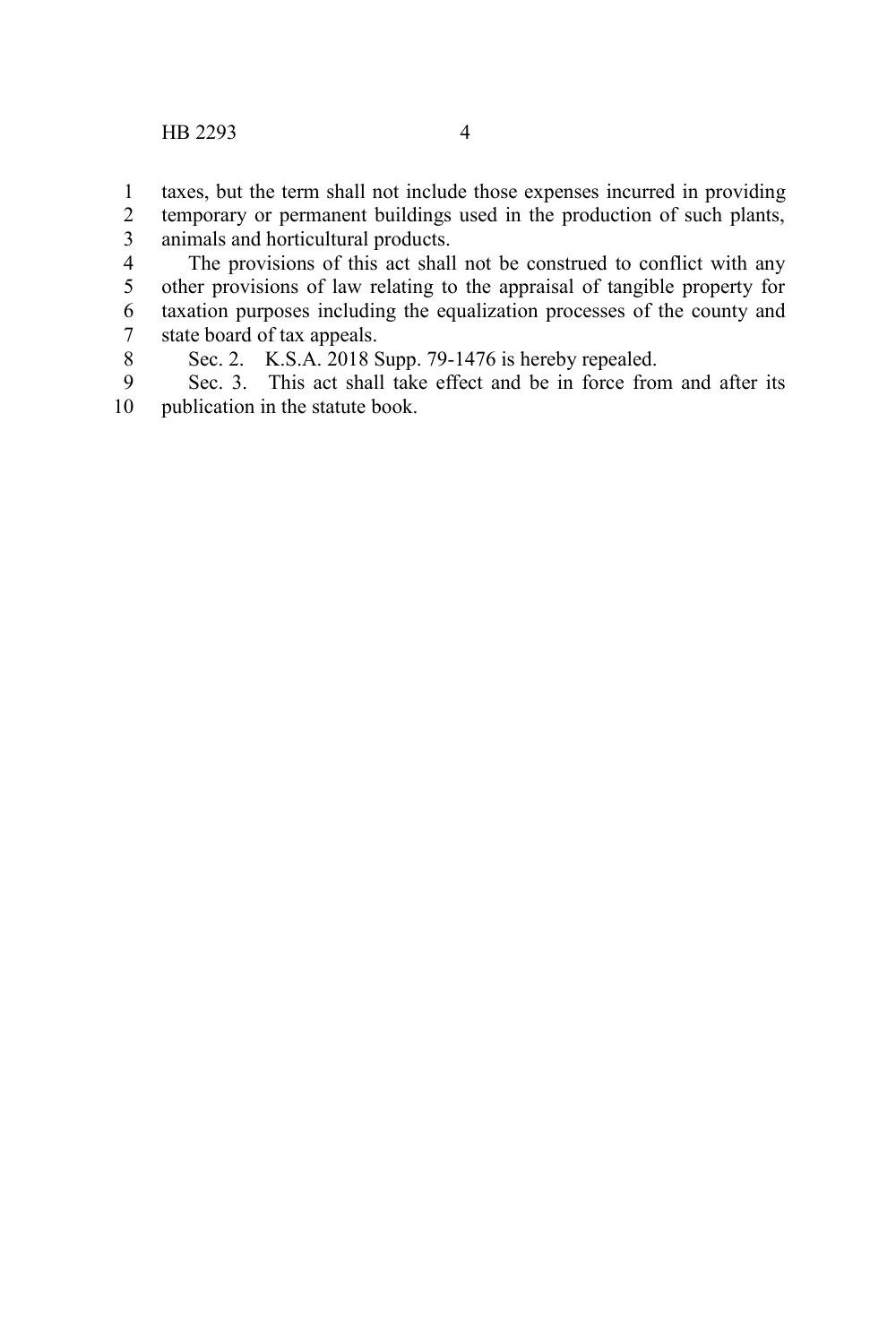taxes, but the term shall not include those expenses incurred in providing temporary or permanent buildings used in the production of such plants, animals and horticultural products.

The provisions of this act shall not be construed to conflict with any other provisions of law relating to the appraisal of tangible property for taxation purposes including the equalization processes of the county and state board of tax appeals.

Sec. 2. K.S.A. 2018 Supp. 79-1476 is hereby repealed.

Sec. 3. This act shall take effect and be in force from and after its publication in the statute book.